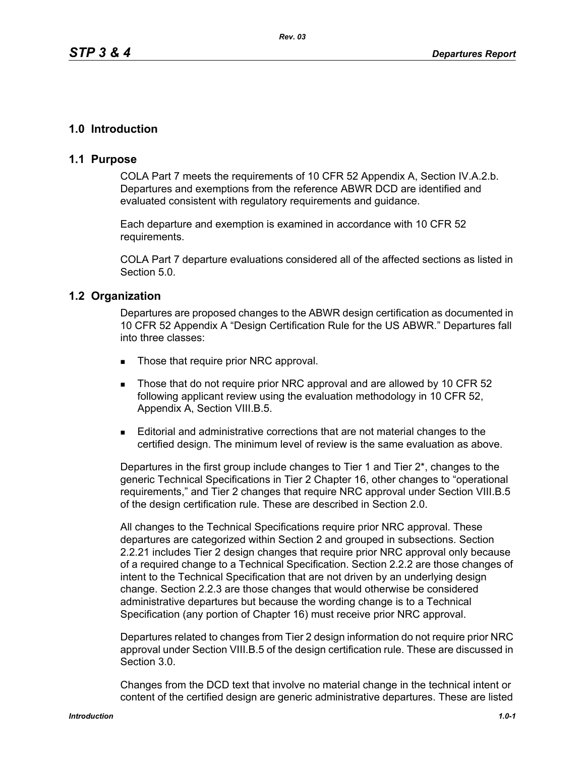# 1.0 Introduction

## 1.1 Purpose

COLA Part 7 meets the requirements of 10 CFR 52 Appendix A, Section IV.A.2.b. Departures and exemptions from the reference ABWR DCD are identified and evaluated consistent with regulatory requirements and guidance.

Each departure and exemption is examined in accordance with 10 CFR 52 requirements.

COLA Part 7 departure evaluations considered all of the affected sections as listed in Section 5.0.

## 1.2 Organization

Departures are proposed changes to the ABWR design certification as documented in 10 CFR 52 Appendix A "Design Certification Rule for the US ABWR." Departures fall into three classes:

- Those that require prior NRC approval.
- Those that do not require prior NRC approval and are allowed by 10 CFR 52 following applicant review using the evaluation methodology in 10 CFR 52, Appendix A, Section VIII.B.5.
- Editorial and administrative corrections that are not material changes to the certified design. The minimum level of review is the same evaluation as above.

Departures in the first group include changes to Tier 1 and Tier 2*, changes to the generic Technical Specifications in Tier 2 Chapter 16, other changes to "operational requirements," and Tier 2 changes that require NRC approval under Section VIII.B.5 of the design certification rule. These are described in Section 2.0.

All changes to the Technical Specifications require prior NRC approval. These departures are categorized within Section 2 and grouped in subsections. Section 2.2.21 includes Tier 2 design changes that require prior NRC approval only because of a required change to a Technical Specification. Section 2.2.2 are those changes of intent to the Technical Specification that are not driven by an underlying design change. Section 2.2.3 are those changes that would otherwise be considered administrative departures but because the wording change is to a Technical Specification (any portion of Chapter 16) must receive prior NRC approval.

Departures related to changes from Tier 2 design information do not require prior NRC approval under Section VIII.B.5 of the design certification rule. These are discussed in Section 3.0.

Changes from the DCD text that involve no material change in the technical intent or content of the certified design are generic administrative departures. These are listed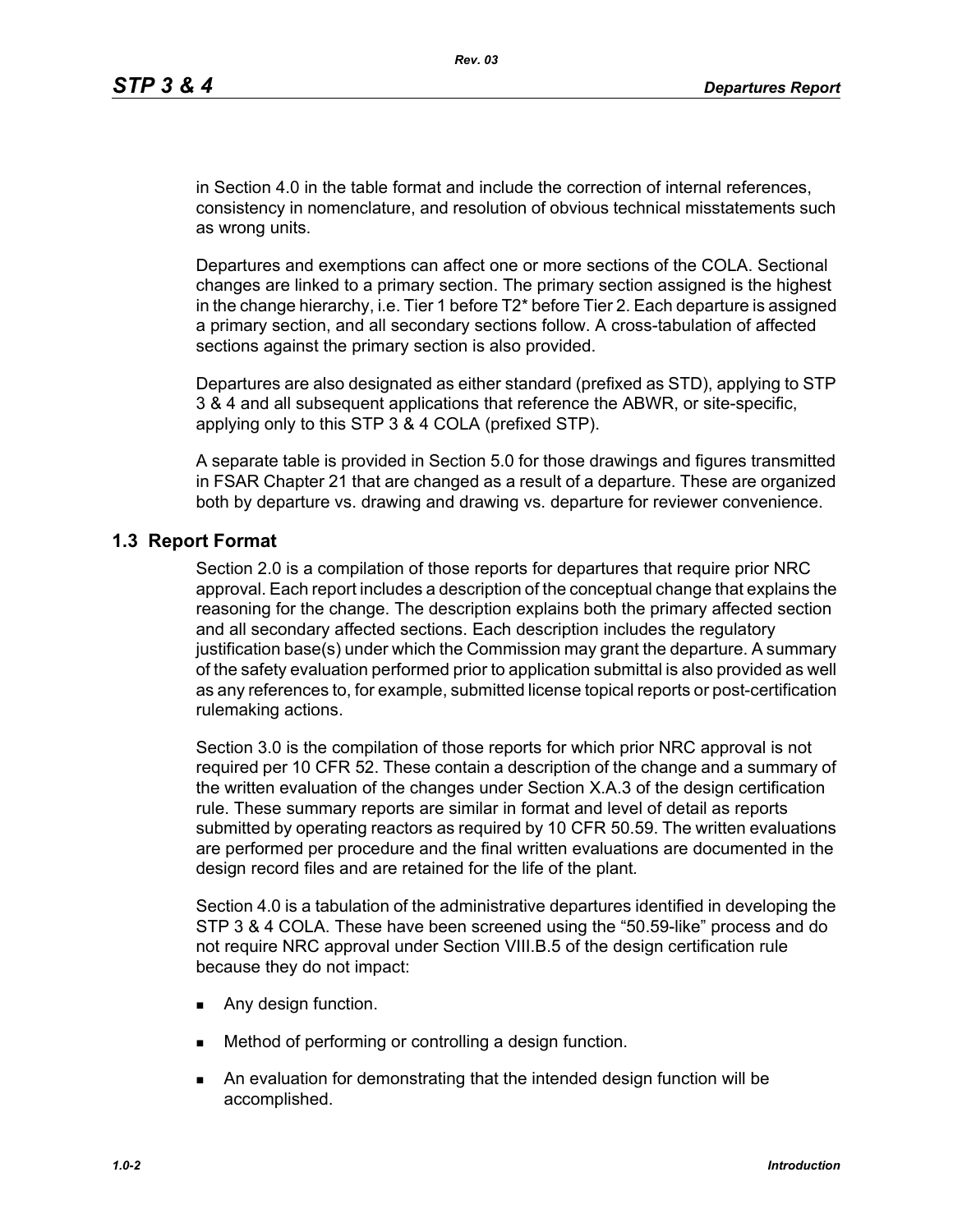in Section 4.0 in the table format and include the correction of internal references, consistency in nomenclature, and resolution of obvious technical misstatements such as wrong units.

Departures and exemptions can affect one or more sections of the COLA. Sectional changes are linked to a primary section. The primary section assigned is the highest in the change hierarchy, i.e. Tier 1 before T2* before Tier 2. Each departure is assigned a primary section, and all secondary sections follow. A cross-tabulation of affected sections against the primary section is also provided.

Departures are also designated as either standard (prefixed as STD), applying to STP 3 & 4 and all subsequent applications that reference the ABWR, or site-specific, applying only to this STP 3 & 4 COLA (prefixed STP).

A separate table is provided in Section 5.0 for those drawings and figures transmitted in FSAR Chapter 21 that are changed as a result of a departure. These are organized both by departure vs. drawing and drawing vs. departure for reviewer convenience.

## 1.3 Report Format

Section 2.0 is a compilation of those reports for departures that require prior NRC approval. Each report includes a description of the conceptual change that explains the reasoning for the change. The description explains both the primary affected section and all secondary affected sections. Each description includes the regulatory justification base(s) under which the Commission may grant the departure. A summary of the safety evaluation performed prior to application submittal is also provided as well as any references to, for example, submitted license topical reports or post-certification rulemaking actions.

Section 3.0 is the compilation of those reports for which prior NRC approval is not required per 10 CFR 52. These contain a description of the change and a summary of the written evaluation of the changes under Section X.A.3 of the design certification rule. These summary reports are similar in format and level of detail as reports submitted by operating reactors as required by 10 CFR 50.59. The written evaluations are performed per procedure and the final written evaluations are documented in the design record files and are retained for the life of the plant.

Section 4.0 is a tabulation of the administrative departures identified in developing the STP 3 & 4 COLA. These have been screened using the "50.59-like" process and do not require NRC approval under Section VIII.B.5 of the design certification rule because they do not impact:

- Any design function.
- Method of performing or controlling a design function.
- An evaluation for demonstrating that the intended design function will be accomplished.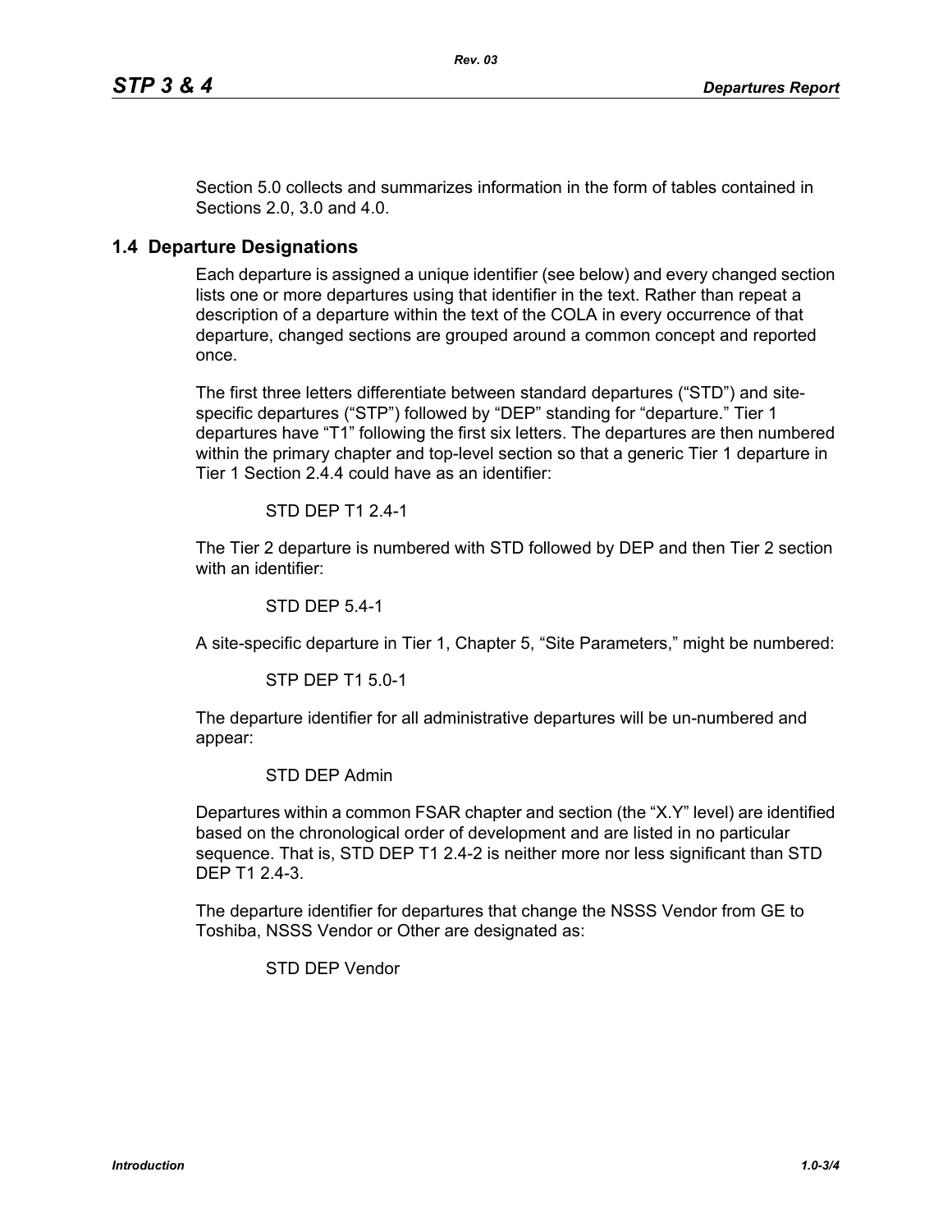Section 5.0 collects and summarizes information in the form of tables contained in Sections 2.0, 3.0 and 4.0.

## 1.4 Departure Designations

Each departure is assigned a unique identifier (see below) and every changed section lists one or more departures using that identifier in the text. Rather than repeat a description of a departure within the text of the COLA in every occurrence of that departure, changed sections are grouped around a common concept and reported once.

The first three letters differentiate between standard departures (“STD”) and site-specific departures (“STP”) followed by “DEP” standing for “departure.” Tier 1 departures have “T1” following the first six letters. The departures are then numbered within the primary chapter and top-level section so that a generic Tier 1 departure in Tier 1 Section 2.4.4 could have as an identifier:

STD DEP T1 2.4-1

The Tier 2 departure is numbered with STD followed by DEP and then Tier 2 section with an identifier:

STD DEP 5.4-1

A site-specific departure in Tier 1, Chapter 5, “Site Parameters,” might be numbered:

STP DEP T1 5.0-1

The departure identifier for all administrative departures will be un-numbered and appear:

STD DEP Admin

Departures within a common FSAR chapter and section (the “X.Y” level) are identified based on the chronological order of development and are listed in no particular sequence. That is, STD DEP T1 2.4-2 is neither more nor less significant than STD DEP T1 2.4-3.

The departure identifier for departures that change the NSSS Vendor from GE to Toshiba, NSSS Vendor or Other are designated as:

STD DEP Vendor